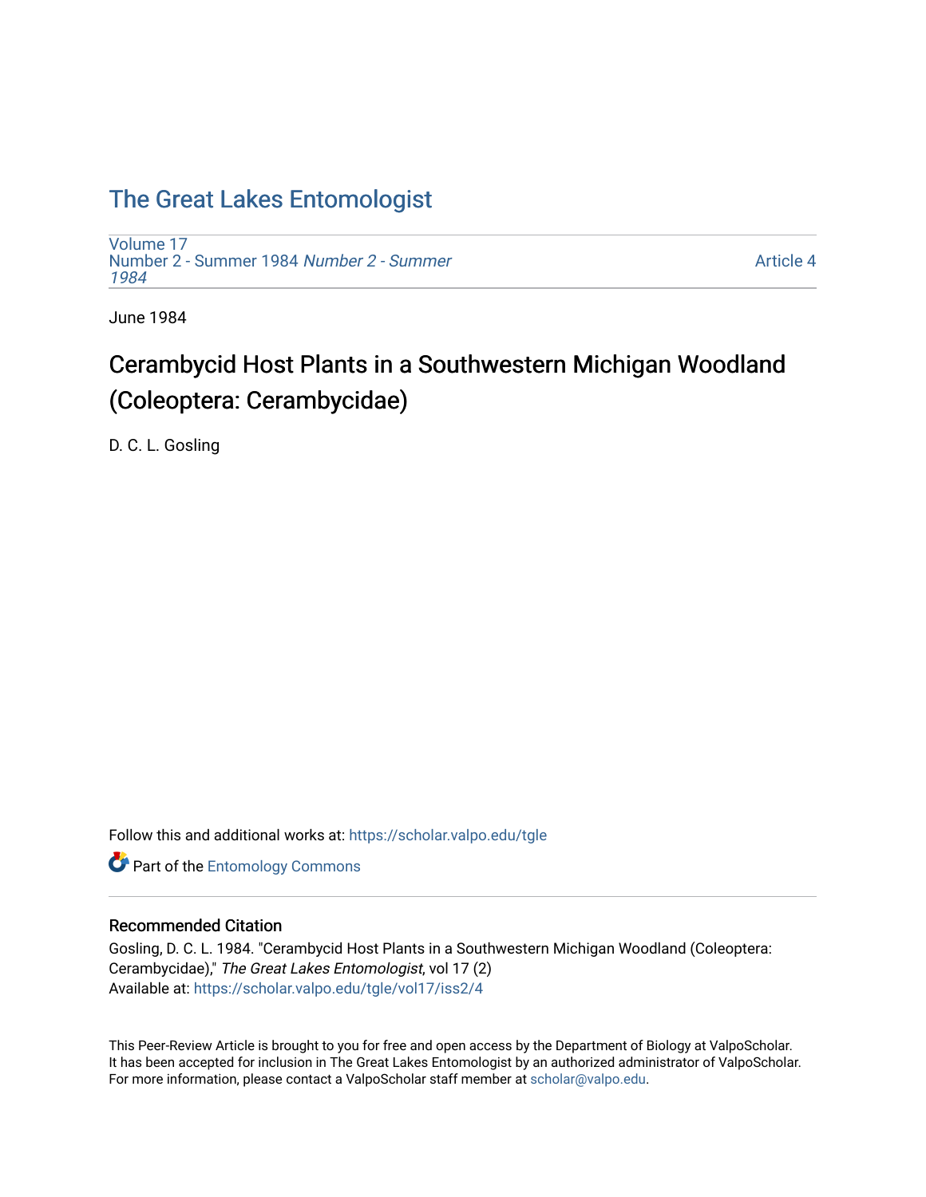# The Great Lakes Entomologist

Volume 17
Number 2 - Summer 1984 *Number 2 - Summer 1984*

Article 4

June 1984

## Cerambycid Host Plants in a Southwestern Michigan Woodland (Coleoptera: Cerambycidae)

D. C. L. Gosling

Follow this and additional works at: https://scholar.valpo.edu/tgle

Part of the Entomology Commons

### Recommended Citation

Gosling, D. C. L. 1984. "Cerambycid Host Plants in a Southwestern Michigan Woodland (Coleoptera: Cerambycidae)," *The Great Lakes Entomologist*, vol 17 (2)
Available at: https://scholar.valpo.edu/tgle/vol17/iss2/4

This Peer-Review Article is brought to you for free and open access by the Department of Biology at ValpoScholar. It has been accepted for inclusion in The Great Lakes Entomologist by an authorized administrator of ValpoScholar. For more information, please contact a ValpoScholar staff member at scholar@valpo.edu.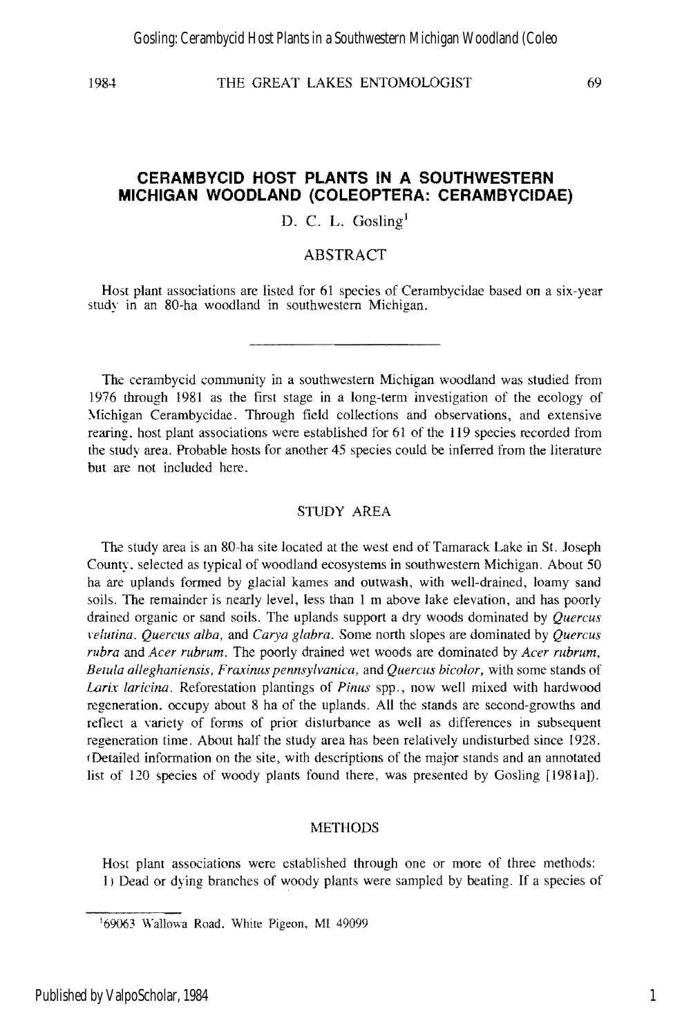# CERAMBYCID HOST PLANTS IN A SOUTHWESTERN MICHIGAN WOODLAND (COLEOPTERA: CERAMBYCIDAE)

D. C. L. Gosling[1]

## ABSTRACT

Host plant associations are listed for 61 species of Cerambycidae based on a six-year study in an 80-ha woodland in southwestern Michigan.

---

The cerambycid community in a southwestern Michigan woodland was studied from 1976 through 1981 as the first stage in a long-term investigation of the ecology of Michigan Cerambycidae. Through field collections and observations, and extensive rearing, host plant associations were established for 61 of the 119 species recorded from the study area. Probable hosts for another 45 species could be inferred from the literature but are not included here.

## STUDY AREA

The study area is an 80-ha site located at the west end of Tamarack Lake in St. Joseph County, selected as typical of woodland ecosystems in southwestern Michigan. About 50 ha are uplands formed by glacial kames and outwash, with well-drained, loamy sand soils. The remainder is nearly level, less than 1 m above lake elevation, and has poorly drained organic or sand soils. The uplands support a dry woods dominated by *Quercus velutina*, *Quercus alba*, and *Carya glabra*. Some north slopes are dominated by *Quercus rubra* and *Acer rubrum*. The poorly drained wet woods are dominated by *Acer rubrum*, *Betula alleghaniensis*, *Fraxinus pennsylvanica*, and *Quercus bicolor*, with some stands of *Larix laricina*. Reforestation plantings of *Pinus* spp., now well mixed with hardwood regeneration, occupy about 8 ha of the uplands. All the stands are second-growths and reflect a variety of forms of prior disturbance as well as differences in subsequent regeneration time. About half the study area has been relatively undisturbed since 1928. (Detailed information on the site, with descriptions of the major stands and an annotated list of 120 species of woody plants found there, was presented by Gosling [1981a]).

## METHODS

Host plant associations were established through one or more of three methods:
1) Dead or dying branches of woody plants were sampled by beating. If a species of

---

[1] 69063 Wallowa Road, White Pigeon, MI 49099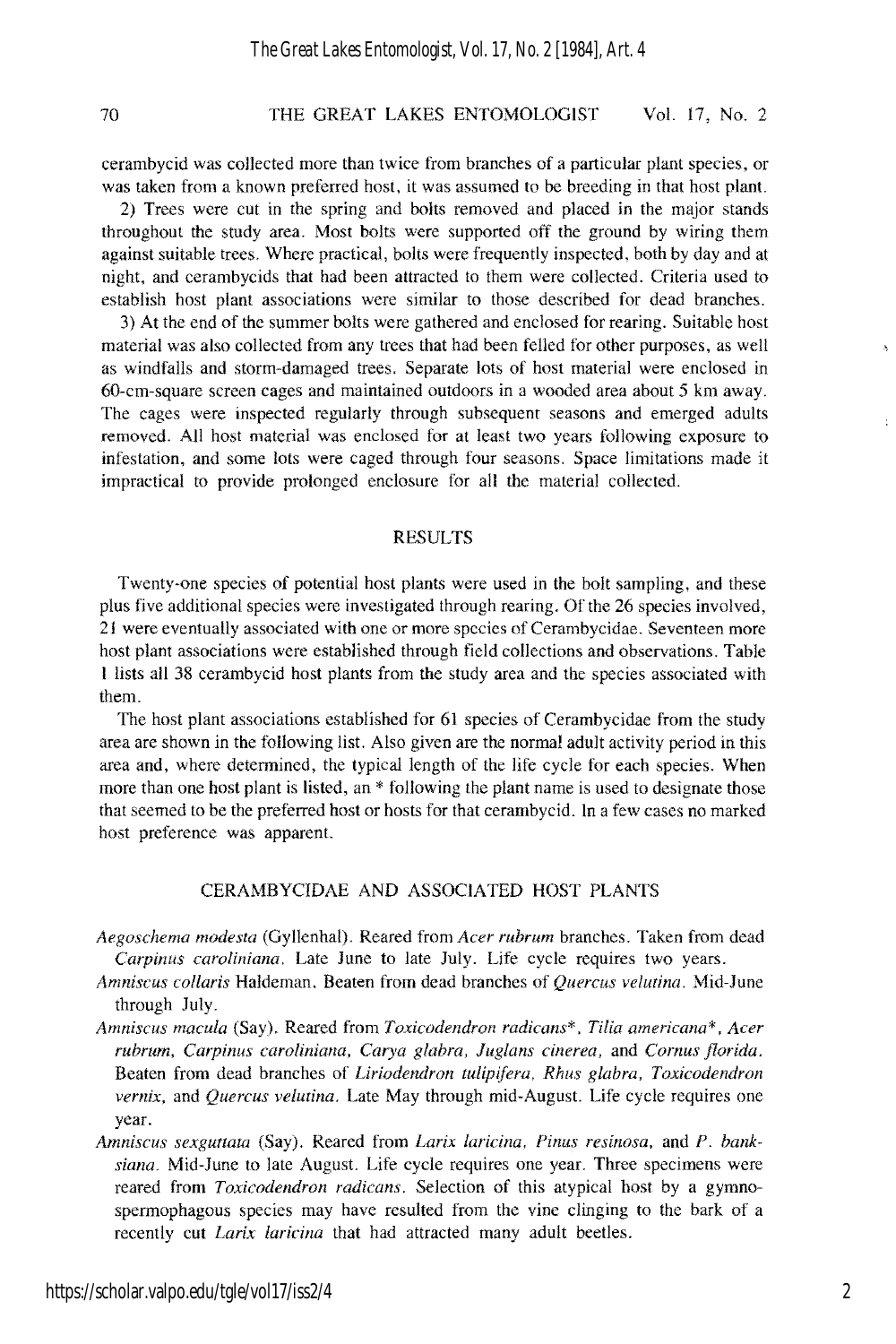cerambycid was collected more than twice from branches of a particular plant species, or was taken from a known preferred host, it was assumed to be breeding in that host plant.

2) Trees were cut in the spring and bolts removed and placed in the major stands throughout the study area. Most bolts were supported off the ground by wiring them against suitable trees. Where practical, bolts were frequently inspected, both by day and at night, and cerambycids that had been attracted to them were collected. Criteria used to establish host plant associations were similar to those described for dead branches.

3) At the end of the summer bolts were gathered and enclosed for rearing. Suitable host material was also collected from any trees that had been felled for other purposes, as well as windfalls and storm-damaged trees. Separate lots of host material were enclosed in 60-cm-square screen cages and maintained outdoors in a wooded area about 5 km away. The cages were inspected regularly through subsequent seasons and emerged adults removed. All host material was enclosed for at least two years following exposure to infestation, and some lots were caged through four seasons. Space limitations made it impractical to provide prolonged enclosure for all the material collected.

## RESULTS

Twenty-one species of potential host plants were used in the bolt sampling, and these plus five additional species were investigated through rearing. Of the 26 species involved, 21 were eventually associated with one or more species of Cerambycidae. Seventeen more host plant associations were established through field collections and observations. Table 1 lists all 38 cerambycid host plants from the study area and the species associated with them.

The host plant associations established for 61 species of Cerambycidae from the study area are shown in the following list. Also given are the normal adult activity period in this area and, where determined, the typical length of the life cycle for each species. When more than one host plant is listed, an * following the plant name is used to designate those that seemed to be the preferred host or hosts for that cerambycid. In a few cases no marked host preference was apparent.

## CERAMBYCIDAE AND ASSOCIATED HOST PLANTS

*Aegoschema modesta* (Gyllenhal). Reared from *Acer rubrum* branches. Taken from dead *Carpinus caroliniana*. Late June to late July. Life cycle requires two years.

*Amniscus collaris* Haldeman. Beaten from dead branches of *Quercus velutina*. Mid-June through July.

*Amniscus macula* (Say). Reared from *Toxicodendron radicans**, *Tilia americana**, *Acer rubrum*, *Carpinus caroliniana*, *Carya glabra*, *Juglans cinerea*, and *Cornus florida*. Beaten from dead branches of *Liriodendron tulipifera*, *Rhus glabra*, *Toxicodendron vernix*, and *Quercus velutina*. Late May through mid-August. Life cycle requires one year.

*Amniscus sexguttata* (Say). Reared from *Larix laricina*, *Pinus resinosa*, and *P. banksiana*. Mid-June to late August. Life cycle requires one year. Three specimens were reared from *Toxicodendron radicans*. Selection of this atypical host by a gymnospermophagous species may have resulted from the vine clinging to the bark of a recently cut *Larix laricina* that had attracted many adult beetles.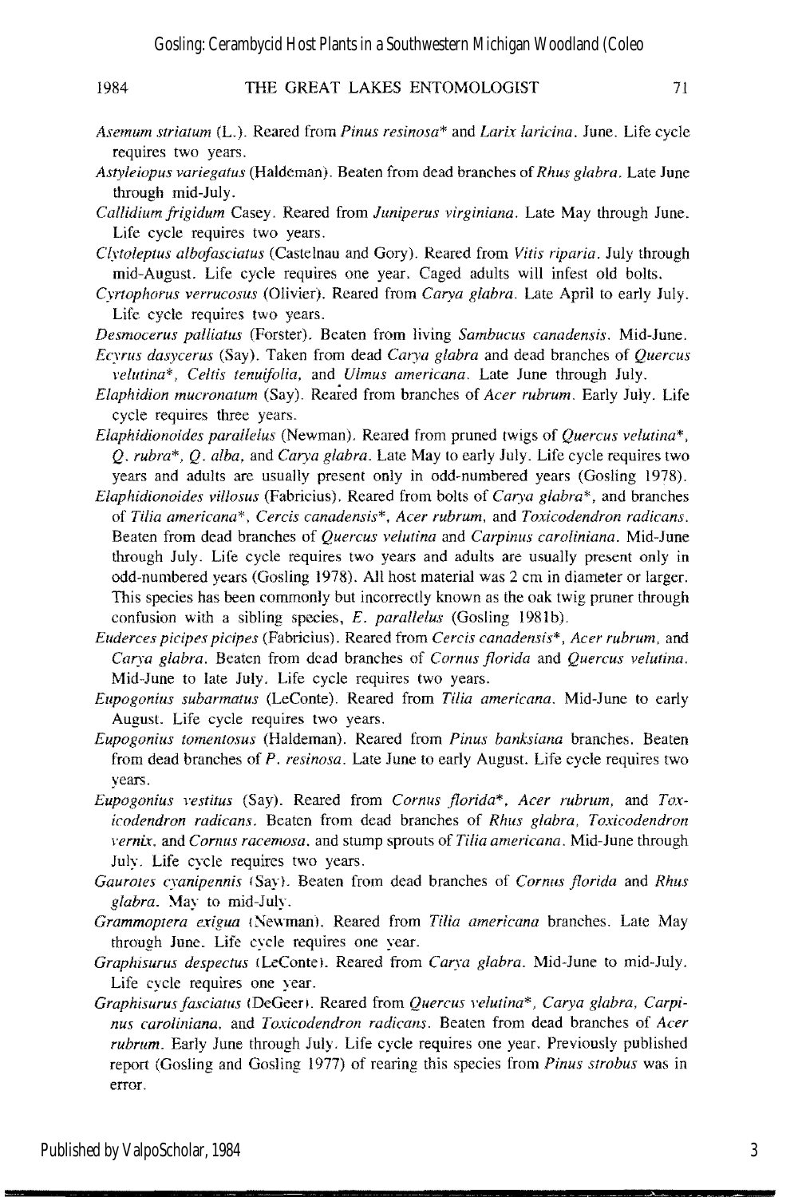*Asemum striatum* (L.). Reared from *Pinus resinosa** and *Larix laricina*. June. Life cycle requires two years.

*Astyleiopus variegatus* (Haldeman). Beaten from dead branches of *Rhus glabra*. Late June through mid-July.

*Callidium frigidum* Casey. Reared from *Juniperus virginiana*. Late May through June. Life cycle requires two years.

*Clytoleptus albofasciatus* (Castelnau and Gory). Reared from *Vitis riparia*. July through mid-August. Life cycle requires one year. Caged adults will infest old bolts.

*Cyrtophorus verrucosus* (Olivier). Reared from *Carya glabra*. Late April to early July. Life cycle requires two years.

*Desmocerus palliatus* (Forster). Beaten from living *Sambucus canadensis*. Mid-June.

*Ecyrus dasycerus* (Say). Taken from dead *Carya glabra* and dead branches of *Quercus velutina**, *Celtis tenuifolia*, and *Ulmus americana*. Late June through July.

*Elaphidion mucronatum* (Say). Reared from branches of *Acer rubrum*. Early July. Life cycle requires three years.

*Elaphidionoides parallelus* (Newman). Reared from pruned twigs of *Quercus velutina**, *Q. rubra**, *Q. alba*, and *Carya glabra*. Late May to early July. Life cycle requires two years and adults are usually present only in odd-numbered years (Gosling 1978).

*Elaphidionoides villosus* (Fabricius). Reared from bolts of *Carya glabra**, and branches of *Tilia americana**, *Cercis canadensis**, *Acer rubrum*, and *Toxicodendron radicans*. Beaten from dead branches of *Quercus velutina* and *Carpinus caroliniana*. Mid-June through July. Life cycle requires two years and adults are usually present only in odd-numbered years (Gosling 1978). All host material was 2 cm in diameter or larger. This species has been commonly but incorrectly known as the oak twig pruner through confusion with a sibling species, *E. parallelus* (Gosling 1981b).

*Euderces picipes picipes* (Fabricius). Reared from *Cercis canadensis**, *Acer rubrum*, and *Carya glabra*. Beaten from dead branches of *Cornus florida* and *Quercus velutina*. Mid-June to late July. Life cycle requires two years.

*Eupogonius subarmatus* (LeConte). Reared from *Tilia americana*. Mid-June to early August. Life cycle requires two years.

*Eupogonius tomentosus* (Haldeman). Reared from *Pinus banksiana* branches. Beaten from dead branches of *P. resinosa*. Late June to early August. Life cycle requires two years.

*Eupogonius vestitus* (Say). Reared from *Cornus florida**, *Acer rubrum*, and *Toxicodendron radicans*. Beaten from dead branches of *Rhus glabra*, *Toxicodendron vernix*, and *Cornus racemosa*, and stump sprouts of *Tilia americana*. Mid-June through July. Life cycle requires two years.

*Gaurotes cyanipennis* (Say). Beaten from dead branches of *Cornus florida* and *Rhus glabra*. May to mid-July.

*Grammoptera exigua* (Newman). Reared from *Tilia americana* branches. Late May through June. Life cycle requires one year.

*Graphisurus despectus* (LeConte). Reared from *Carya glabra*. Mid-June to mid-July. Life cycle requires one year.

*Graphisurus fasciatus* (DeGeer). Reared from *Quercus velutina**, *Carya glabra*, *Carpinus caroliniana*, and *Toxicodendron radicans*. Beaten from dead branches of *Acer rubrum*. Early June through July. Life cycle requires one year. Previously published report (Gosling and Gosling 1977) of rearing this species from *Pinus strobus* was in error.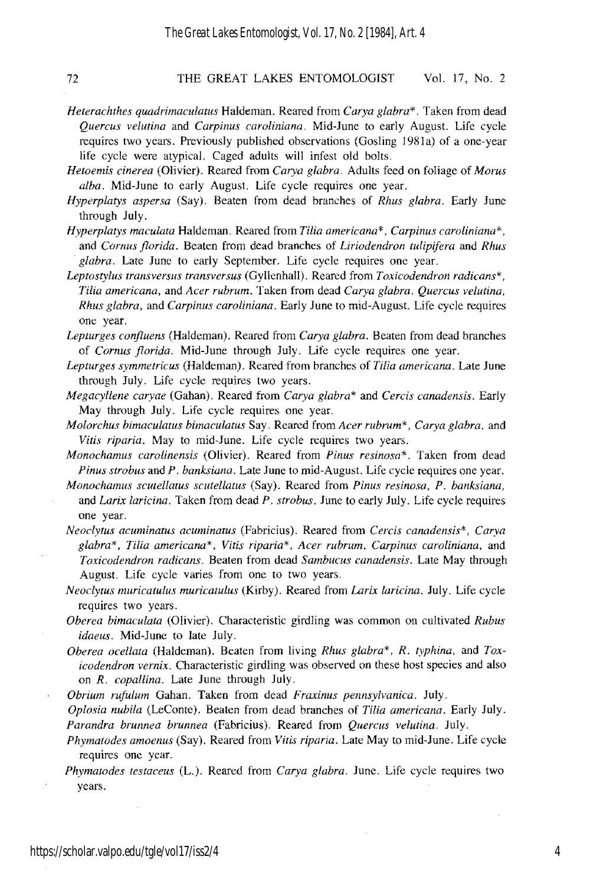*Heterachthes quadrimaculatus* Haldeman. Reared from *Carya glabra*\*. Taken from dead *Quercus velutina* and *Carpinus caroliniana*. Mid-June to early August. Life cycle requires two years. Previously published observations (Gosling 1981a) of a one-year life cycle were atypical. Caged adults will infest old bolts.

*Hetoemis cinerea* (Olivier). Reared from *Carya glabra*. Adults feed on foliage of *Morus alba*. Mid-June to early August. Life cycle requires one year.

*Hyperplatys aspersa* (Say). Beaten from dead branches of *Rhus glabra*. Early June through July.

*Hyperplatys maculata* Haldeman. Reared from *Tilia americana*\*, *Carpinus caroliniana*\*, and *Cornus florida*. Beaten from dead branches of *Liriodendron tulipifera* and *Rhus glabra*. Late June to early September. Life cycle requires one year.

*Leptostylus transversus transversus* (Gyllenhall). Reared from *Toxicodendron radicans*\*, *Tilia americana*, and *Acer rubrum*. Taken from dead *Carya glabra*, *Quercus velutina*, *Rhus glabra*, and *Carpinus caroliniana*. Early June to mid-August. Life cycle requires one year.

*Lepturges confluens* (Haldeman). Reared from *Carya glabra*. Beaten from dead branches of *Cornus florida*. Mid-June through July. Life cycle requires one year.

*Lepturges symmetricus* (Haldeman). Reared from branches of *Tilia americana*. Late June through July. Life cycle requires two years.

*Megacyllene caryae* (Gahan). Reared from *Carya glabra*\* and *Cercis canadensis*. Early May through July. Life cycle requires one year.

*Molorchus bimaculatus bimaculatus* Say. Reared from *Acer rubrum*\*, *Carya glabra*, and *Vitis riparia*. May to mid-June. Life cycle requires two years.

*Monochamus carolinensis* (Olivier). Reared from *Pinus resinosa*\*. Taken from dead *Pinus strobus* and *P. banksiana*. Late June to mid-August. Life cycle requires one year.

*Monochamus scutellatus scutellatus* (Say). Reared from *Pinus resinosa*, *P. banksiana*, and *Larix laricina*. Taken from dead *P. strobus*. June to early July. Life cycle requires one year.

*Neoclytus acuminatus acuminatus* (Fabricius). Reared from *Cercis canadensis*\*, *Carya glabra*\*, *Tilia americana*\*, *Vitis riparia*\*, *Acer rubrum*, *Carpinus caroliniana*, and *Toxicodendron radicans*. Beaten from dead *Sambucus canadensis*. Late May through August. Life cycle varies from one to two years.

*Neoclytus muricatulus muricatulus* (Kirby). Reared from *Larix laricina*. July. Life cycle requires two years.

*Oberea bimaculata* (Olivier). Characteristic girdling was common on cultivated *Rubus idaeus*. Mid-June to late July.

*Oberea ocellata* (Haldeman). Beaten from living *Rhus glabra*\*, *R. typhina*, and *Toxicodendron vernix*. Characteristic girdling was observed on these host species and also on *R. copallina*. Late June through July.

*Obrium rufulum* Gahan. Taken from dead *Fraxinus pennsylvanica*. July.

*Oplosia nubila* (LeConte). Beaten from dead branches of *Tilia americana*. Early July.

*Parandra brunnea brunnea* (Fabricius). Reared from *Quercus velutina*. July.

*Phymatodes amoenus* (Say). Reared from *Vitis riparia*. Late May to mid-June. Life cycle requires one year.

*Phymatodes testaceus* (L.). Reared from *Carya glabra*. June. Life cycle requires two years.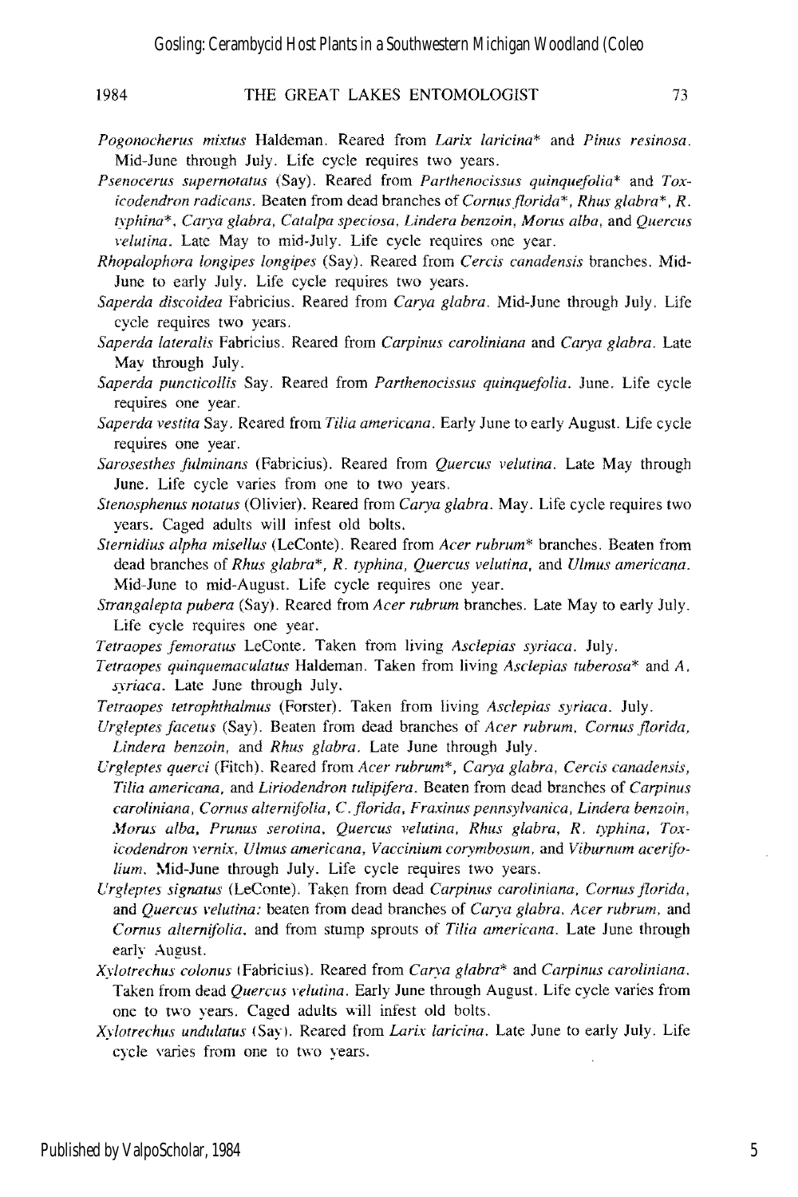*Pogonocherus mixtus* Haldeman. Reared from *Larix laricina** and *Pinus resinosa*. Mid-June through July. Life cycle requires two years.

*Psenocerus supernotatus* (Say). Reared from *Parthenocissus quinquefolia** and *Toxicodendron radicans*. Beaten from dead branches of *Cornus florida**, *Rhus glabra**, *R. typhina**, *Carya glabra*, *Catalpa speciosa*, *Lindera benzoin*, *Morus alba*, and *Quercus velutina*. Late May to mid-July. Life cycle requires one year.

*Rhopalophora longipes longipes* (Say). Reared from *Cercis canadensis* branches. Mid-June to early July. Life cycle requires two years.

*Saperda discoidea* Fabricius. Reared from *Carya glabra*. Mid-June through July. Life cycle requires two years.

*Saperda lateralis* Fabricius. Reared from *Carpinus caroliniana* and *Carya glabra*. Late May through July.

*Saperda puncticollis* Say. Reared from *Parthenocissus quinquefolia*. June. Life cycle requires one year.

*Saperda vestita* Say. Reared from *Tilia americana*. Early June to early August. Life cycle requires one year.

*Sarosesthes fulminans* (Fabricius). Reared from *Quercus velutina*. Late May through June. Life cycle varies from one to two years.

*Stenosphenus notatus* (Olivier). Reared from *Carya glabra*. May. Life cycle requires two years. Caged adults will infest old bolts.

*Sternidius alpha misellus* (LeConte). Reared from *Acer rubrum** branches. Beaten from dead branches of *Rhus glabra**, *R. typhina*, *Quercus velutina*, and *Ulmus americana*. Mid-June to mid-August. Life cycle requires one year.

*Strangalepta pubera* (Say). Reared from *Acer rubrum* branches. Late May to early July. Life cycle requires one year.

*Tetraopes femoratus* LeConte. Taken from living *Asclepias syriaca*. July.

*Tetraopes quinquemaculatus* Haldeman. Taken from living *Asclepias tuberosa** and *A. syriaca*. Late June through July.

*Tetraopes tetrophthalmus* (Forster). Taken from living *Asclepias syriaca*. July.

*Urgleptes facetus* (Say). Beaten from dead branches of *Acer rubrum*, *Cornus florida*, *Lindera benzoin*, and *Rhus glabra*. Late June through July.

*Urgleptes querci* (Fitch). Reared from *Acer rubrum**, *Carya glabra*, *Cercis canadensis*, *Tilia americana*, and *Liriodendron tulipifera*. Beaten from dead branches of *Carpinus caroliniana*, *Cornus alternifolia*, *C. florida*, *Fraxinus pennsylvanica*, *Lindera benzoin*, *Morus alba*, *Prunus serotina*, *Quercus velutina*, *Rhus glabra*, *R. typhina*, *Toxicodendron vernix*, *Ulmus americana*, *Vaccinium corymbosum*, and *Viburnum acerifolium*. Mid-June through July. Life cycle requires two years.

*Urgleptes signatus* (LeConte). Taken from dead *Carpinus caroliniana*, *Cornus florida*, and *Quercus velutina*; beaten from dead branches of *Carya glabra*, *Acer rubrum*, and *Cornus alternifolia*, and from stump sprouts of *Tilia americana*. Late June through early August.

*Xylotrechus colonus* (Fabricius). Reared from *Carya glabra** and *Carpinus caroliniana*. Taken from dead *Quercus velutina*. Early June through August. Life cycle varies from one to two years. Caged adults will infest old bolts.

*Xylotrechus undulatus* (Say). Reared from *Larix laricina*. Late June to early July. Life cycle varies from one to two years.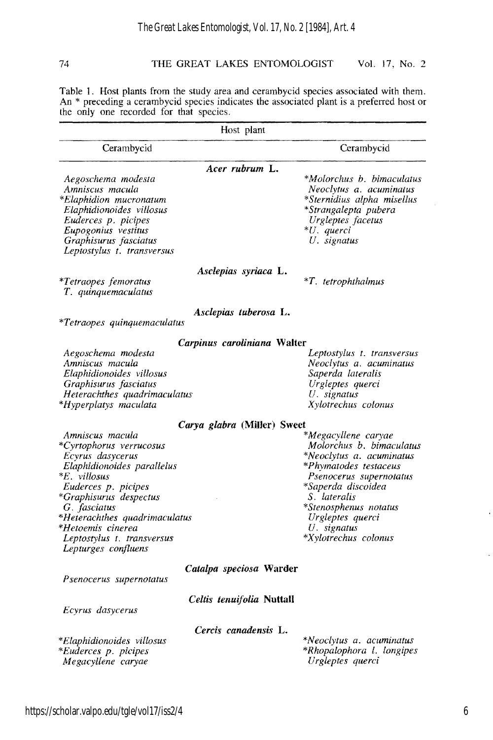Table 1. Host plants from the study area and cerambycid species associated with them. An * preceding a cerambycid species indicates the associated plant is a preferred host or the only one recorded for that species.

| Cerambycid | Cerambycid |
|---|---|
| ***Acer rubrum* L.** | |
| *Aegoschema modesta* | **Molorchus b. bimaculatus* |
| *Amniscus macula* | *Neoclytus a. acuminatus* |
| **Elaphidion mucronatum* | **Sternidius alpha misellus* |
| *Elaphidionoides villosus* | **Strangalepta pubera* |
| *Euderces p. picipes* | *Urgleptes facetus* |
| *Eupogonius vestitus* | **U. querci* |
| *Graphisurus fasciatus* | *U. signatus* |
| *Leptostylus t. transversus* | |
| ***Asclepias syriaca* L.** | |
| **Tetraopes femoratus* | **T. tetrophthalmus* |
| *T. quinquemaculatus* | |
| ***Asclepias tuberosa* L.** | |
| **Tetraopes quinquemaculatus* | |
| ***Carpinus caroliniana* Walter** | |
| *Aegoschema modesta* | *Leptostylus t. transversus* |
| *Amniscus macula* | *Neoclytus a. acuminatus* |
| *Elaphidionoides villosus* | *Saperda lateralis* |
| *Graphisurus fasciatus* | *Urgleptes querci* |
| *Heterachthes quadrimaculatus* | *U. signatus* |
| **Hyperplatys maculata* | *Xylotrechus colonus* |
| ***Carya glabra* (Miller) Sweet** | |
| *Amniscus macula* | **Megacyllene caryae* |
| **Cyrtophorus verrucosus* | *Molorchus b. bimaculatus* |
| *Ecyrus dasycerus* | **Neoclytus a. acuminatus* |
| *Elaphidionoides parallelus* | **Phymatodes testaceus* |
| **E. villosus* | *Psenocerus supernotatus* |
| *Euderces p. picipes* | **Saperda discoidea* |
| **Graphisurus despectus* | *S. lateralis* |
| *G. fasciatus* | **Stenosphenus notatus* |
| **Heterachthes quadrimaculatus* | *Urgleptes querci* |
| **Hetoemis cinerea* | *U. signatus* |
| *Leptostylus t. transversus* | **Xylotrechus colonus* |
| *Lepturges confluens* | |
| ***Catalpa speciosa* Warder** | |
| *Psenocerus supernotatus* | |
| ***Celtis tenuifolia* Nuttall** | |
| *Ecyrus dasycerus* | |
| ***Cercis canadensis* L.** | |
| **Elaphidionoides villosus* | **Neoclytus a. acuminatus* |
| **Euderces p. picipes* | **Rhopalophora l. longipes* |
| *Megacyllene caryae* | *Urgleptes querci* |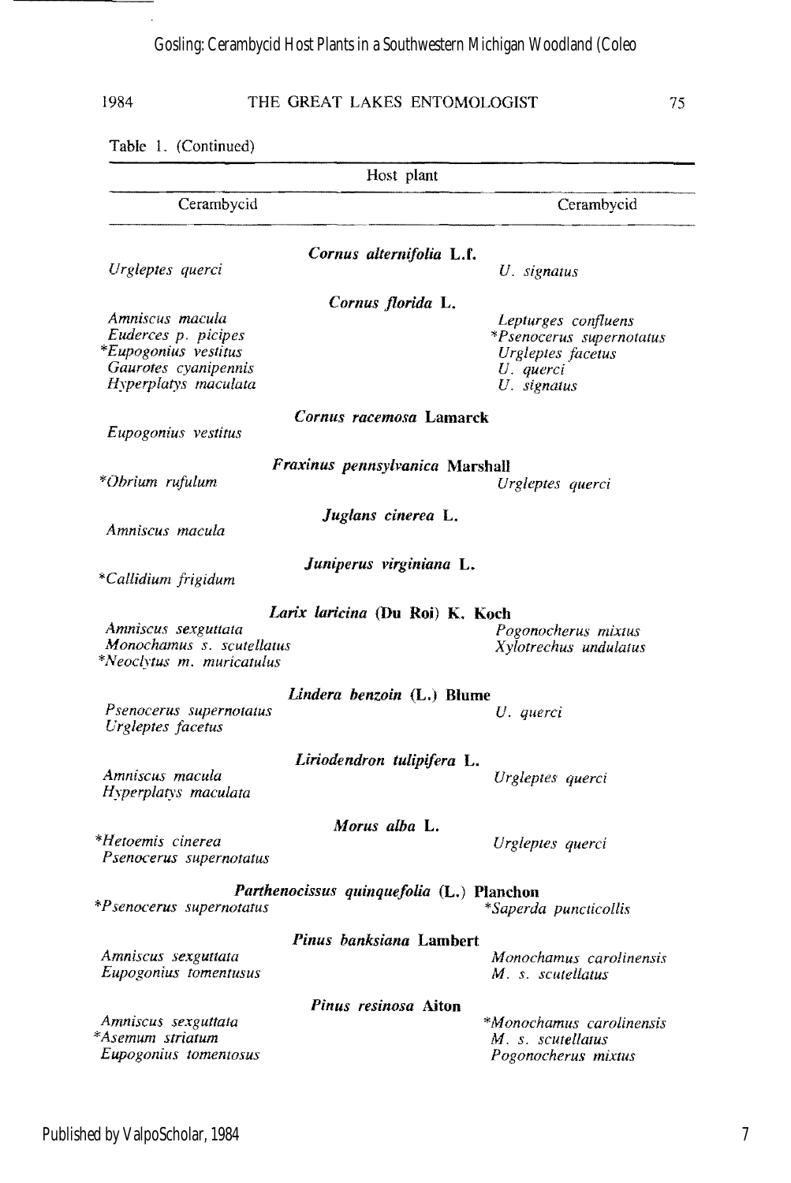Table 1. (Continued)

| Cerambycid | Host plant | Cerambycid |
|---|---|---|
| | ***Cornus alternifolia* L.f.** | |
| *Urgleptes querci* | | *U. signatus* |
| | ***Cornus florida* L.** | |
| *Amniscus macula* | | *Lepturges confluens* |
| *Euderces p. picipes* | | **Psenocerus supernotatus* |
| **Eupogonius vestitus* | | *Urgleptes facetus* |
| *Gaurotes cyanipennis* | | *U. querci* |
| *Hyperplatys maculata* | | *U. signatus* |
| | ***Cornus racemosa* Lamarck** | |
| *Eupogonius vestitus* | | |
| | ***Fraxinus pennsylvanica* Marshall** | |
| **Obrium rufulum* | | *Urgleptes querci* |
| | ***Juglans cinerea* L.** | |
| *Amniscus macula* | | |
| | ***Juniperus virginiana* L.** | |
| **Callidium frigidum* | | |
| | ***Larix laricina* (Du Roi) K. Koch** | |
| *Amniscus sexguttata* | | *Pogonocherus mixtus* |
| *Monochamus s. scutellatus* | | *Xylotrechus undulatus* |
| **Neoclytus m. muricatulus* | | |
| | ***Lindera benzoin* (L.) Blume** | |
| *Psenocerus supernotatus* | | *U. querci* |
| *Urgleptes facetus* | | |
| | ***Liriodendron tulipifera* L.** | |
| *Amniscus macula* | | *Urgleptes querci* |
| *Hyperplatys maculata* | | |
| | ***Morus alba* L.** | |
| **Hetoemis cinerea* | | *Urgleptes querci* |
| *Psenocerus supernotatus* | | |
| | ***Parthenocissus quinquefolia* (L.) Planchon** | |
| **Psenocerus supernotatus* | | **Saperda puncticollis* |
| | ***Pinus banksiana* Lambert** | |
| *Amniscus sexguttata* | | *Monochamus carolinensis* |
| *Eupogonius tomentusus* | | *M. s. scutellatus* |
| | ***Pinus resinosa* Aiton** | |
| *Amniscus sexguttata* | | **Monochamus carolinensis* |
| **Asemum striatum* | | *M. s. scutellatus* |
| *Eupogonius tomentosus* | | *Pogonocherus mixtus* |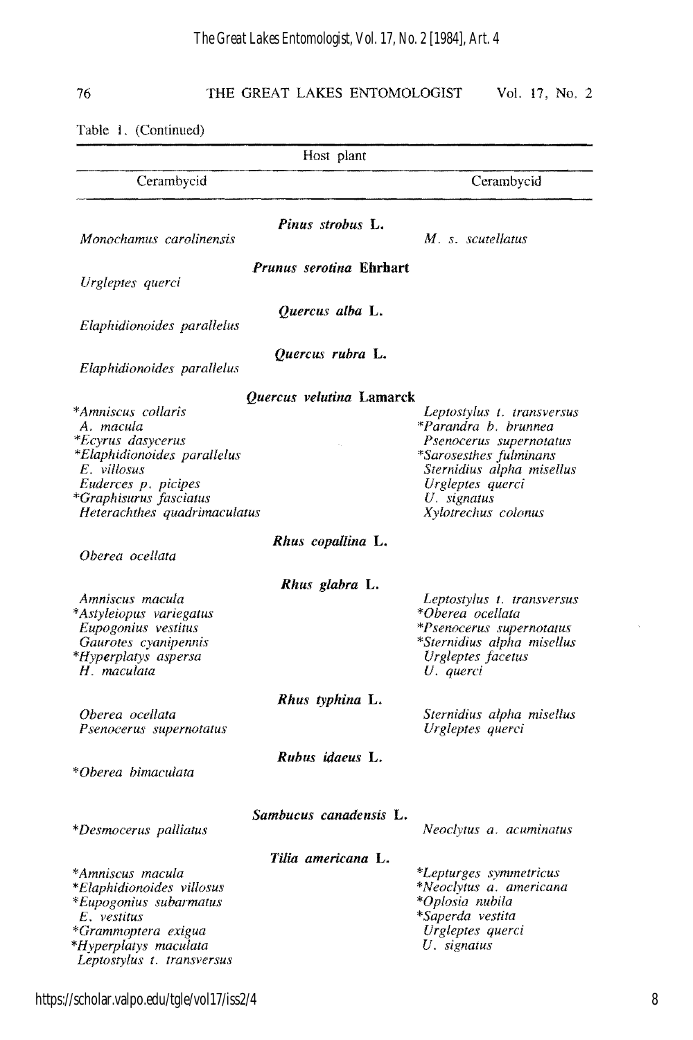Table 1. (Continued)

| Cerambycid | Host plant | Cerambycid |
|---|---|---|
| | ***Pinus strobus* L.** | |
| *Monochamus carolinensis* | | *M. s. scutellatus* |
| | ***Prunus serotina* Ehrhart** | |
| *Urgleptes querci* | | |
| | ***Quercus alba* L.** | |
| *Elaphidionoides parallelus* | | |
| | ***Quercus rubra* L.** | |
| *Elaphidionoides parallelus* | | |
| | ***Quercus velutina* Lamarck** | |
| **Amniscus collaris* | | *Leptostylus t. transversus* |
| *A. macula* | | **Parandra b. brunnea* |
| **Ecyrus dasycerus* | | *Psenocerus supernotatus* |
| **Elaphidionoides parallelus* | | **Sarosesthes fulminans* |
| *E. villosus* | | *Sternidius alpha misellus* |
| *Euderces p. picipes* | | *Urgleptes querci* |
| **Graphisurus fasciatus* | | *U. signatus* |
| *Heterachthes quadrimaculatus* | | *Xylotrechus colonus* |
| | ***Rhus copallina* L.** | |
| *Oberea ocellata* | | |
| | ***Rhus glabra* L.** | |
| *Amniscus macula* | | *Leptostylus t. transversus* |
| **Astyleiopus variegatus* | | **Oberea ocellata* |
| *Eupogonius vestitus* | | **Psenocerus supernotatus* |
| *Gaurotes cyanipennis* | | **Sternidius alpha misellus* |
| **Hyperplatys aspersa* | | *Urgleptes facetus* |
| *H. maculata* | | *U. querci* |
| | ***Rhus typhina* L.** | |
| *Oberea ocellata* | | *Sternidius alpha misellus* |
| *Psenocerus supernotatus* | | *Urgleptes querci* |
| | ***Rubus idaeus* L.** | |
| **Oberea bimaculata* | | |
| | ***Sambucus canadensis* L.** | |
| **Desmocerus palliatus* | | *Neoclytus a. acuminatus* |
| | ***Tilia americana* L.** | |
| **Amniscus macula* | | **Lepturges symmetricus* |
| **Elaphidionoides villosus* | | **Neoclytus a. americana* |
| **Eupogonius subarmatus* | | **Oplosia nubila* |
| *E. vestitus* | | **Saperda vestita* |
| **Grammoptera exigua* | | *Urgleptes querci* |
| **Hyperplatys maculata* | | *U. signatus* |
| *Leptostylus t. transversus* | | |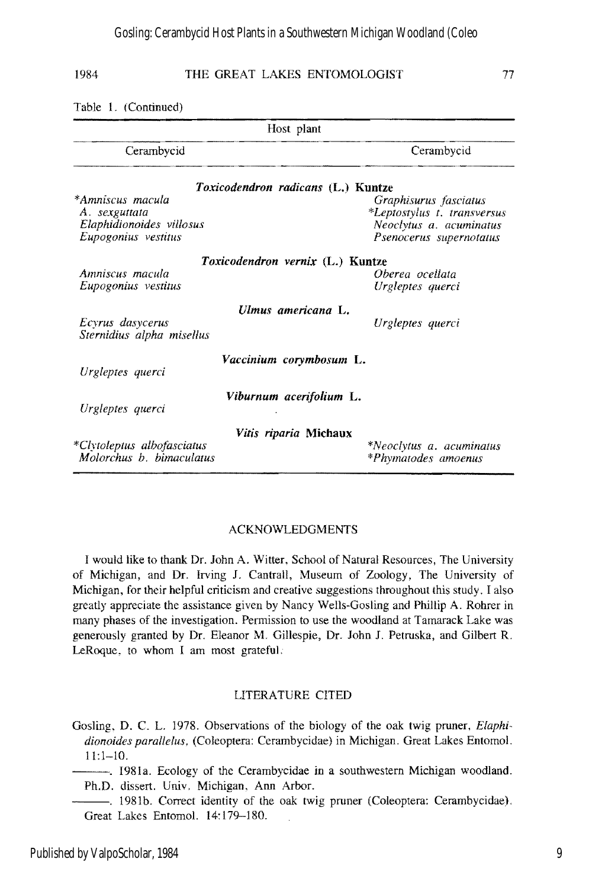Table 1. (Continued)

| Host plant | |
|---|---|
| Cerambycid | Cerambycid |
| ***Toxicodendron radicans* (L.) Kuntze** | |
| **Amniscus macula* | *Graphisurus fasciatus* |
| *A. sexguttata* | **Leptostylus t. transversus* |
| *Elaphidionoides villosus* | *Neoclytus a. acuminatus* |
| *Eupogonius vestitus* | *Psenocerus supernotatus* |
| ***Toxicodendron vernix* (L.) Kuntze** | |
| *Amniscus macula* | *Oberea ocellata* |
| *Eupogonius vestitus* | *Urgleptes querci* |
| ***Ulmus americana* L.** | |
| *Ecyrus dasycerus* | *Urgleptes querci* |
| *Sternidius alpha misellus* | |
| ***Vaccinium corymbosum* L.** | |
| *Urgleptes querci* | |
| ***Viburnum acerifolium* L.** | |
| *Urgleptes querci* | |
| ***Vitis riparia* Michaux** | |
| **Clytoleptus albofasciatus* | **Neoclytus a. acuminatus* |
| *Molorchus b. bimaculatus* | **Phymatodes amoenus* |

## ACKNOWLEDGMENTS

I would like to thank Dr. John A. Witter, School of Natural Resources, The University of Michigan, and Dr. Irving J. Cantrall, Museum of Zoology, The University of Michigan, for their helpful criticism and creative suggestions throughout this study. I also greatly appreciate the assistance given by Nancy Wells-Gosling and Phillip A. Rohrer in many phases of the investigation. Permission to use the woodland at Tamarack Lake was generously granted by Dr. Eleanor M. Gillespie, Dr. John J. Petruska, and Gilbert R. LeRoque, to whom I am most grateful.

## LITERATURE CITED

Gosling, D. C. L. 1978. Observations of the biology of the oak twig pruner, *Elaphidionoides parallelus*, (Coleoptera: Cerambycidae) in Michigan. Great Lakes Entomol. 11:1–10.

———. 1981a. Ecology of the Cerambycidae in a southwestern Michigan woodland. Ph.D. dissert. Univ. Michigan, Ann Arbor.

———. 1981b. Correct identity of the oak twig pruner (Coleoptera: Cerambycidae). Great Lakes Entomol. 14:179–180.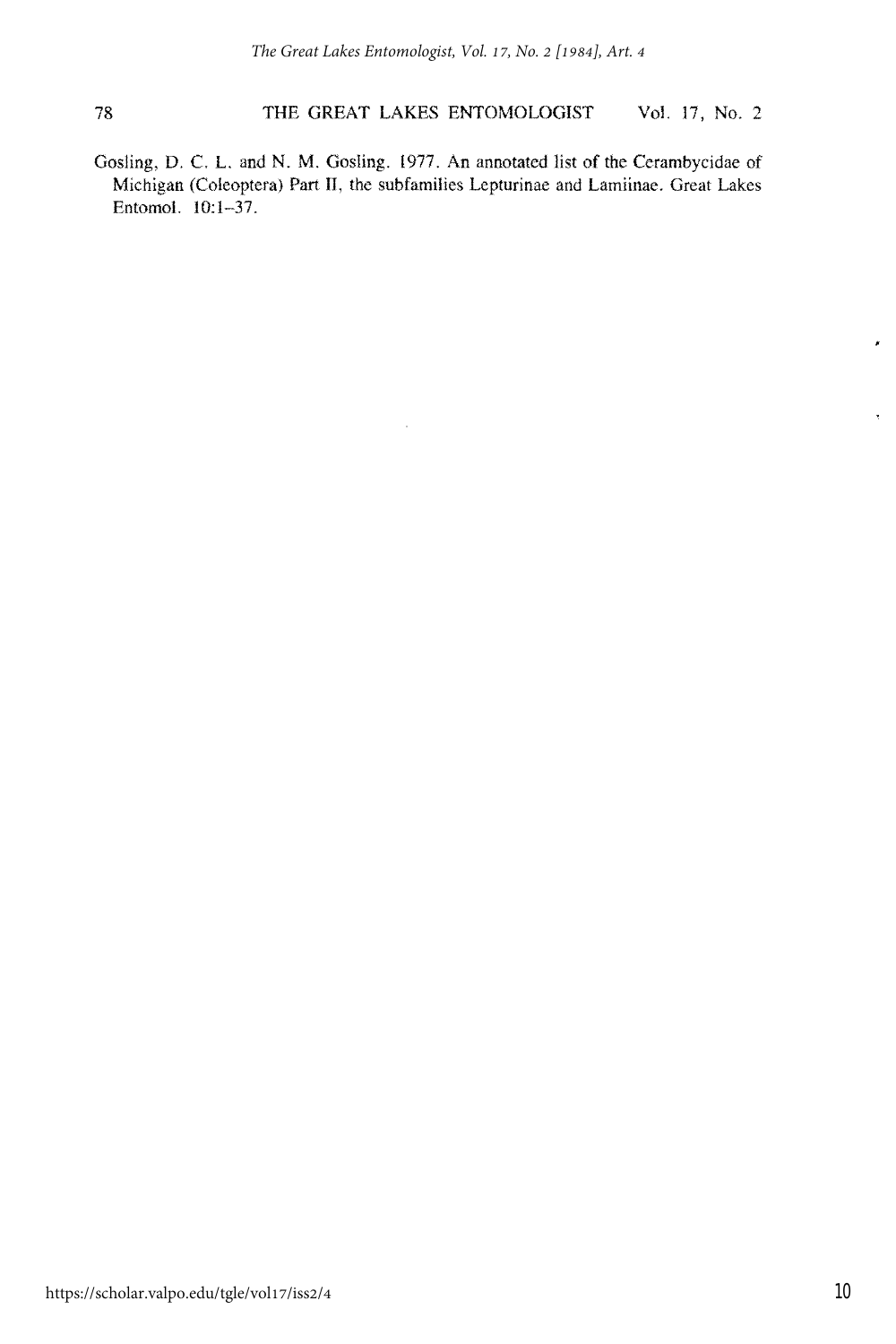Gosling, D. C. L. and N. M. Gosling. 1977. An annotated list of the Cerambycidae of Michigan (Coleoptera) Part II, the subfamilies Lepturinae and Lamiinae. Great Lakes Entomol. 10:1–37.